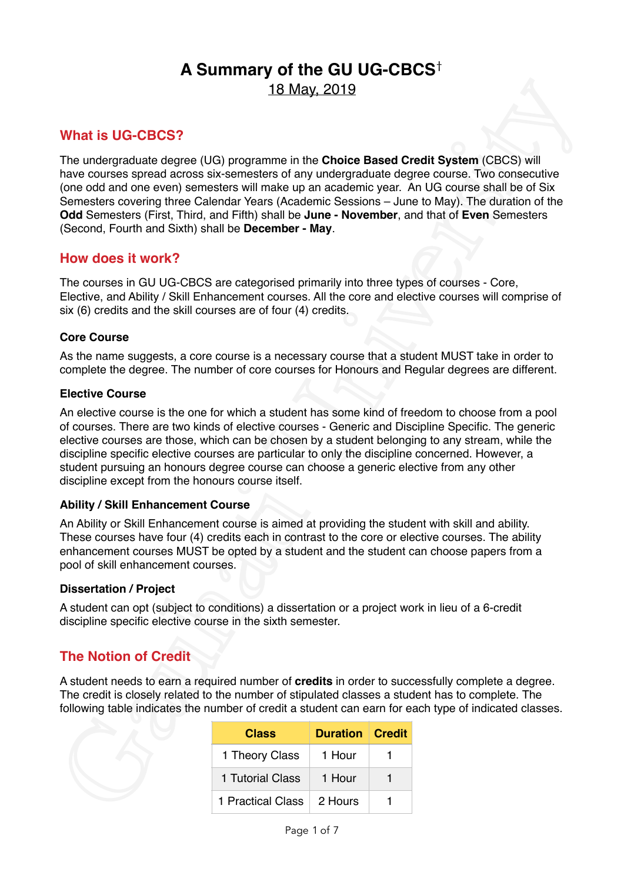# A Summary of the GU UG-CBCS[†]

18 May, 2019

## What is UG-CBCS?

The undergraduate degree (UG) programme in the **Choice Based Credit System** (CBCS) will have courses spread across six-semesters of any undergraduate degree course. Two consecutive (one odd and one even) semesters will make up an academic year. An UG course shall be of Six Semesters covering three Calendar Years (Academic Sessions – June to May). The duration of the **Odd** Semesters (First, Third, and Fifth) shall be **June - November**, and that of **Even** Semesters (Second, Fourth and Sixth) shall be **December - May**.

## How does it work?

The courses in GU UG-CBCS are categorised primarily into three types of courses - Core, Elective, and Ability / Skill Enhancement courses. All the core and elective courses will comprise of six (6) credits and the skill courses are of four (4) credits.

### Core Course

As the name suggests, a core course is a necessary course that a student MUST take in order to complete the degree. The number of core courses for Honours and Regular degrees are different.

### Elective Course

An elective course is the one for which a student has some kind of freedom to choose from a pool of courses. There are two kinds of elective courses - Generic and Discipline Specific. The generic elective courses are those, which can be chosen by a student belonging to any stream, while the discipline specific elective courses are particular to only the discipline concerned. However, a student pursuing an honours degree course can choose a generic elective from any other discipline except from the honours course itself.

### Ability / Skill Enhancement Course

An Ability or Skill Enhancement course is aimed at providing the student with skill and ability. These courses have four (4) credits each in contrast to the core or elective courses. The ability enhancement courses MUST be opted by a student and the student can choose papers from a pool of skill enhancement courses.

### Dissertation / Project

A student can opt (subject to conditions) a dissertation or a project work in lieu of a 6-credit discipline specific elective course in the sixth semester.

## The Notion of Credit

A student needs to earn a required number of **credits** in order to successfully complete a degree. The credit is closely related to the number of stipulated classes a student has to complete. The following table indicates the number of credit a student can earn for each type of indicated classes.

| Class | Duration | Credit |
| --- | --- | --- |
| 1 Theory Class | 1 Hour | 1 |
| 1 Tutorial Class | 1 Hour | 1 |
| 1 Practical Class | 2 Hours | 1 |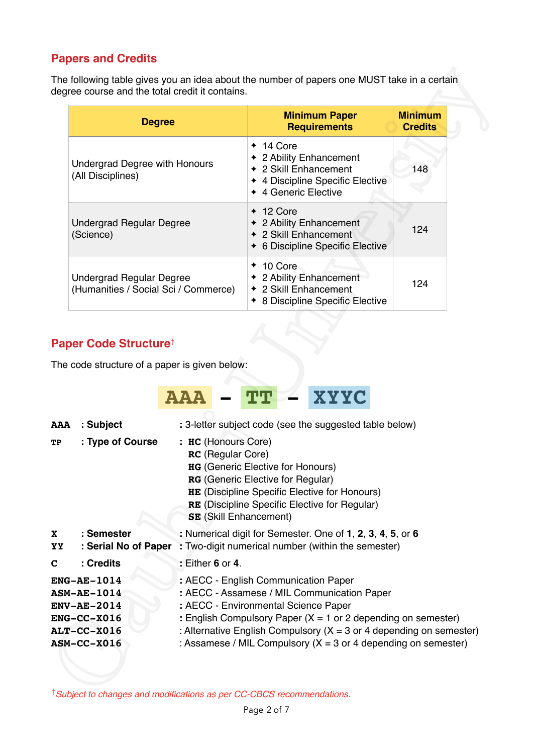## Papers and Credits

The following table gives you an idea about the number of papers one MUST take in a certain degree course and the total credit it contains.

| Degree | Minimum Paper Requirements | Minimum Credits |
|---|---|---|
| Undergrad Degree with Honours (All Disciplines) | ✦ 14 Core<br>✦ 2 Ability Enhancement<br>✦ 2 Skill Enhancement<br>✦ 4 Discipline Specific Elective<br>✦ 4 Generic Elective | 148 |
| Undergrad Regular Degree (Science) | ✦ 12 Core<br>✦ 2 Ability Enhancement<br>✦ 2 Skill Enhancement<br>✦ 6 Discipline Specific Elective | 124 |
| Undergrad Regular Degree (Humanities / Social Sci / Commerce) | ✦ 10 Core<br>✦ 2 Ability Enhancement<br>✦ 2 Skill Enhancement<br>✦ 8 Discipline Specific Elective | 124 |

## Paper Code Structure†

The code structure of a paper is given below:

**AAA – TT – XYYC**

**AAA** : **Subject** : 3-letter subject code (see the suggested table below)

**TP** : **Type of Course** :
- **HC** (Honours Core)
- **RC** (Regular Core)
- **HG** (Generic Elective for Honours)
- **RG** (Generic Elective for Regular)
- **HE** (Discipline Specific Elective for Honours)
- **RE** (Discipline Specific Elective for Regular)
- **SE** (Skill Enhancement)

**X** : **Semester** : Numerical digit for Semester. One of **1**, **2**, **3**, **4**, **5**, or **6**

**YY** : **Serial No of Paper** : Two-digit numerical number (within the semester)

**C** : **Credits** : Either **6** or **4**.

**ENG-AE-1014** : AECC - English Communication Paper

**ASM-AE-1014** : AECC - Assamese / MIL Communication Paper

**ENV-AE-2014** : AECC - Environmental Science Paper

**ENG-CC-X016** : English Compulsory Paper (X = 1 or 2 depending on semester)

**ALT-CC-X016** : Alternative English Compulsory (X = 3 or 4 depending on semester)

**ASM-CC-X016** : Assamese / MIL Compulsory (X = 3 or 4 depending on semester)

† *Subject to changes and modifications as per CC-CBCS recommendations.*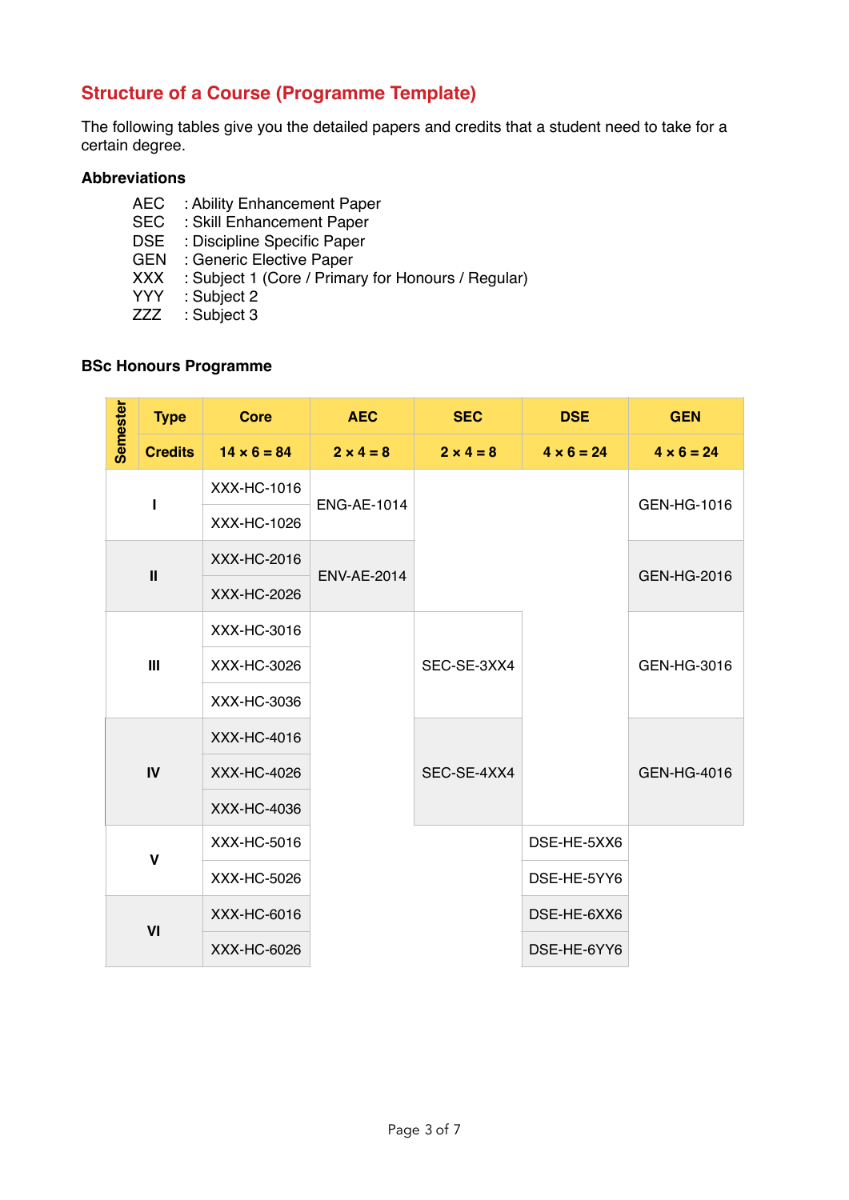## Structure of a Course (Programme Template)

The following tables give you the detailed papers and credits that a student need to take for a certain degree.

### Abbreviations

AEC : Ability Enhancement Paper
SEC : Skill Enhancement Paper
DSE : Discipline Specific Paper
GEN : Generic Elective Paper
XXX : Subject 1 (Core / Primary for Honours / Regular)
YYY : Subject 2
ZZZ : Subject 3

### BSc Honours Programme

| Semester | Core | AEC | SEC | DSE | GEN |
|---|---|---|---|---|---|
| **Credits** | **14 × 6 = 84** | **2 × 4 = 8** | **2 × 4 = 8** | **4 × 6 = 24** | **4 × 6 = 24** |
| I | XXX-HC-1016 | ENG-AE-1014 | | | GEN-HG-1016 |
| | XXX-HC-1026 | | | | |
| II | XXX-HC-2016 | ENV-AE-2014 | | | GEN-HG-2016 |
| | XXX-HC-2026 | | | | |
| III | XXX-HC-3016 | | SEC-SE-3XX4 | | GEN-HG-3016 |
| | XXX-HC-3026 | | | | |
| | XXX-HC-3036 | | | | |
| IV | XXX-HC-4016 | | SEC-SE-4XX4 | | GEN-HG-4016 |
| | XXX-HC-4026 | | | | |
| | XXX-HC-4036 | | | | |
| V | XXX-HC-5016 | | | DSE-HE-5XX6 | |
| | XXX-HC-5026 | | | DSE-HE-5YY6 | |
| VI | XXX-HC-6016 | | | DSE-HE-6XX6 | |
| | XXX-HC-6026 | | | DSE-HE-6YY6 | |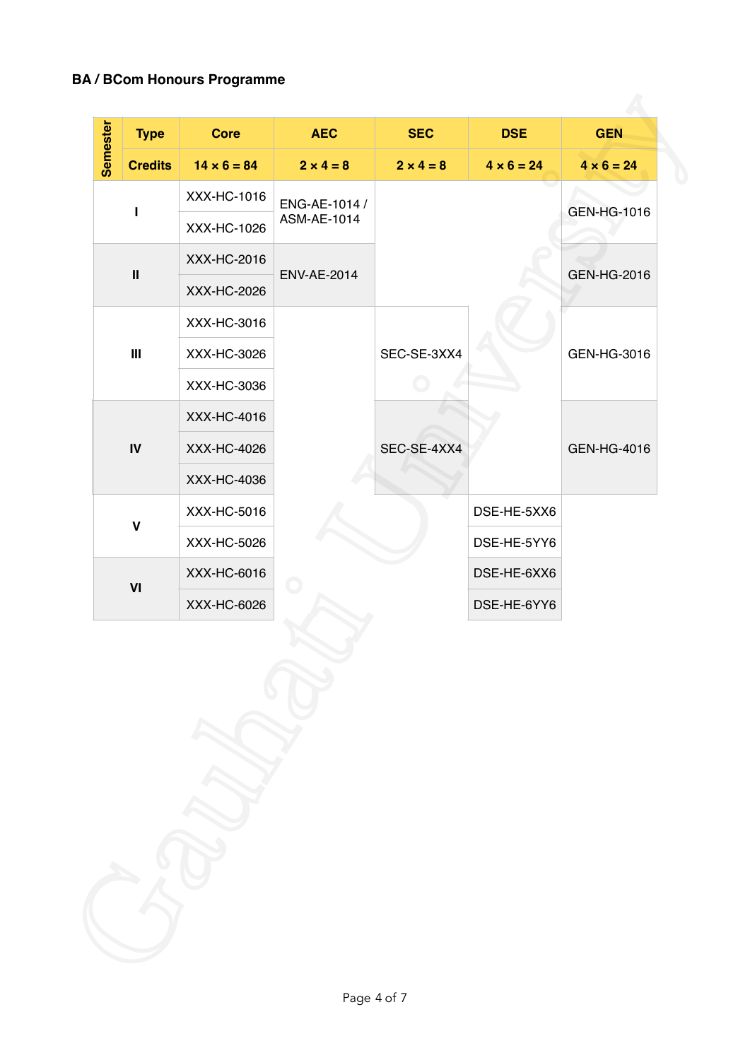### BA / BCom Honours Programme

| Semester | Type | Core | AEC | SEC | DSE | GEN |
|---|---|---|---|---|---|---|
| | Credits | 14 × 6 = 84 | 2 × 4 = 8 | 2 × 4 = 8 | 4 × 6 = 24 | 4 × 6 = 24 |
| I | | XXX-HC-1016 | ENG-AE-1014 / ASM-AE-1014 | | | GEN-HG-1016 |
| | | XXX-HC-1026 | | | | |
| II | | XXX-HC-2016 | ENV-AE-2014 | | | GEN-HG-2016 |
| | | XXX-HC-2026 | | | | |
| III | | XXX-HC-3016 | | SEC-SE-3XX4 | | GEN-HG-3016 |
| | | XXX-HC-3026 | | | | |
| | | XXX-HC-3036 | | | | |
| IV | | XXX-HC-4016 | | SEC-SE-4XX4 | | GEN-HG-4016 |
| | | XXX-HC-4026 | | | | |
| | | XXX-HC-4036 | | | | |
| V | | XXX-HC-5016 | | | DSE-HE-5XX6 | |
| | | XXX-HC-5026 | | | DSE-HE-5YY6 | |
| VI | | XXX-HC-6016 | | | DSE-HE-6XX6 | |
| | | XXX-HC-6026 | | | DSE-HE-6YY6 | |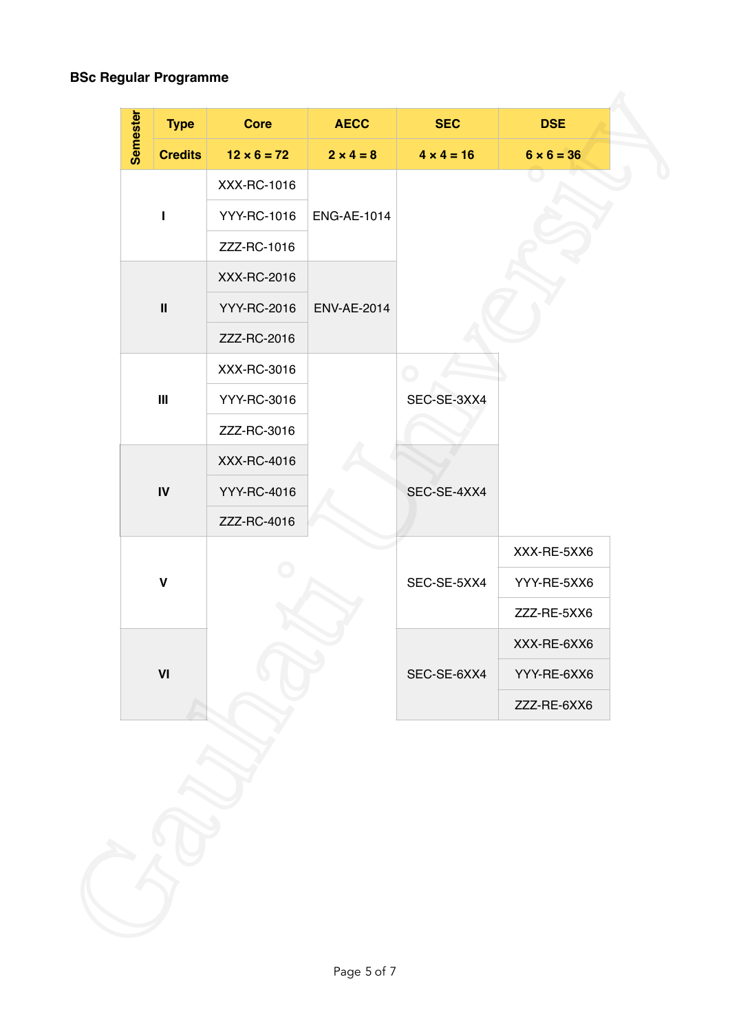**BSc Regular Programme**

| Semester | Type | Core | AECC | SEC | DSE |
|---|---|---|---|---|---|
| | Credits | 12 × 6 = 72 | 2 × 4 = 8 | 4 × 4 = 16 | 6 × 6 = 36 |
| I | | XXX-RC-1016 | ENG-AE-1014 | | |
| | | YYY-RC-1016 | | | |
| | | ZZZ-RC-1016 | | | |
| II | | XXX-RC-2016 | ENV-AE-2014 | | |
| | | YYY-RC-2016 | | | |
| | | ZZZ-RC-2016 | | | |
| III | | XXX-RC-3016 | | SEC-SE-3XX4 | |
| | | YYY-RC-3016 | | | |
| | | ZZZ-RC-3016 | | | |
| IV | | XXX-RC-4016 | | SEC-SE-4XX4 | |
| | | YYY-RC-4016 | | | |
| | | ZZZ-RC-4016 | | | |
| V | | | | SEC-SE-5XX4 | XXX-RE-5XX6 |
| | | | | | YYY-RE-5XX6 |
| | | | | | ZZZ-RE-5XX6 |
| VI | | | | SEC-SE-6XX4 | XXX-RE-6XX6 |
| | | | | | YYY-RE-6XX6 |
| | | | | | ZZZ-RE-6XX6 |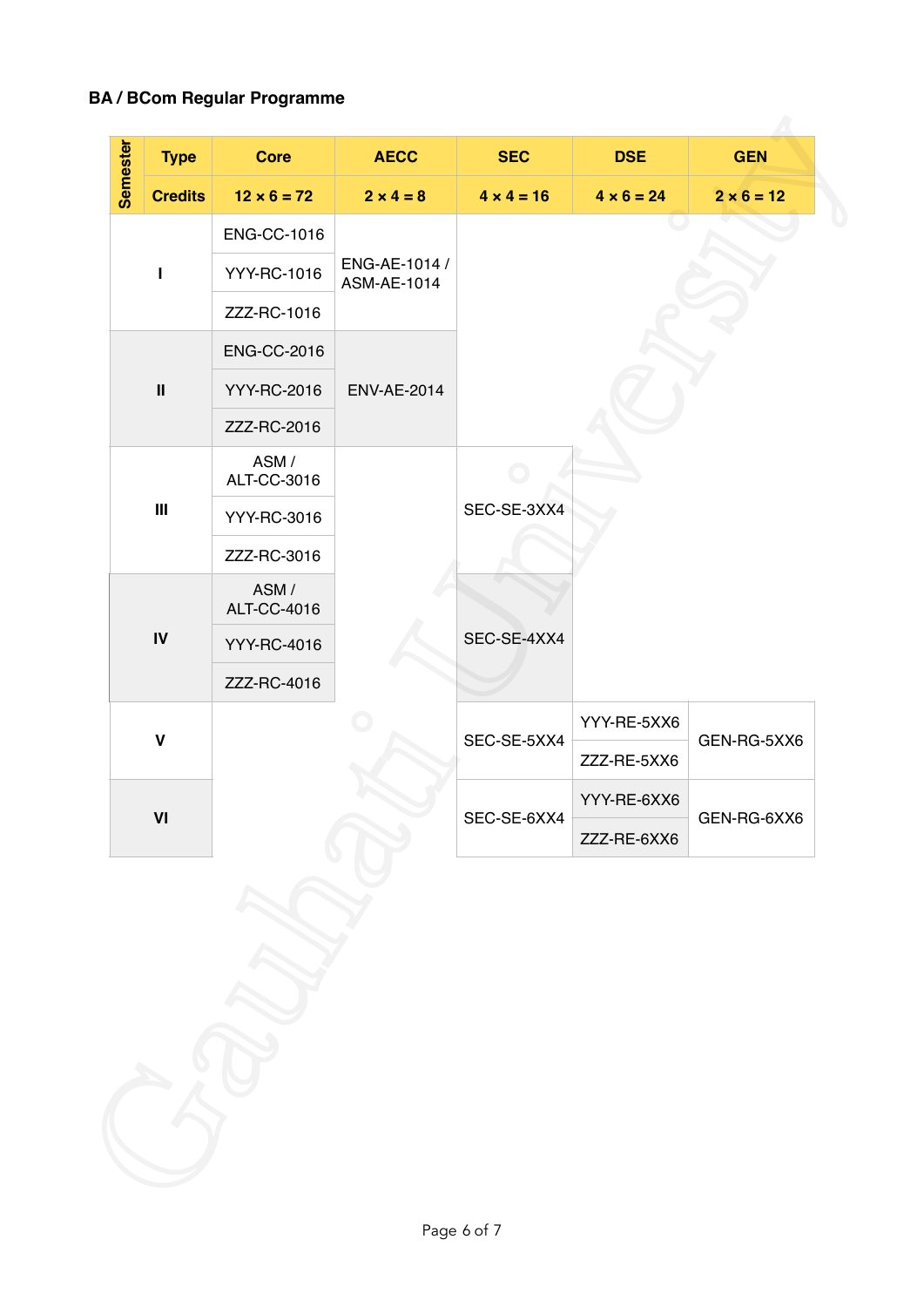**BA / BCom Regular Programme**

| Semester | Type | Core | AECC | SEC | DSE | GEN |
|---|---|---|---|---|---|---|
| | Credits | 12 × 6 = 72 | 2 × 4 = 8 | 4 × 4 = 16 | 4 × 6 = 24 | 2 × 6 = 12 |
| I | | ENG-CC-1016 | ENG-AE-1014 / ASM-AE-1014 | | | |
| | | YYY-RC-1016 | | | | |
| | | ZZZ-RC-1016 | | | | |
| II | | ENG-CC-2016 | ENV-AE-2014 | | | |
| | | YYY-RC-2016 | | | | |
| | | ZZZ-RC-2016 | | | | |
| III | | ASM / ALT-CC-3016 | | SEC-SE-3XX4 | | |
| | | YYY-RC-3016 | | | | |
| | | ZZZ-RC-3016 | | | | |
| IV | | ASM / ALT-CC-4016 | | SEC-SE-4XX4 | | |
| | | YYY-RC-4016 | | | | |
| | | ZZZ-RC-4016 | | | | |
| V | | | | SEC-SE-5XX4 | YYY-RE-5XX6 | GEN-RG-5XX6 |
| | | | | | ZZZ-RE-5XX6 | |
| VI | | | | SEC-SE-6XX4 | YYY-RE-6XX6 | GEN-RG-6XX6 |
| | | | | | ZZZ-RE-6XX6 | |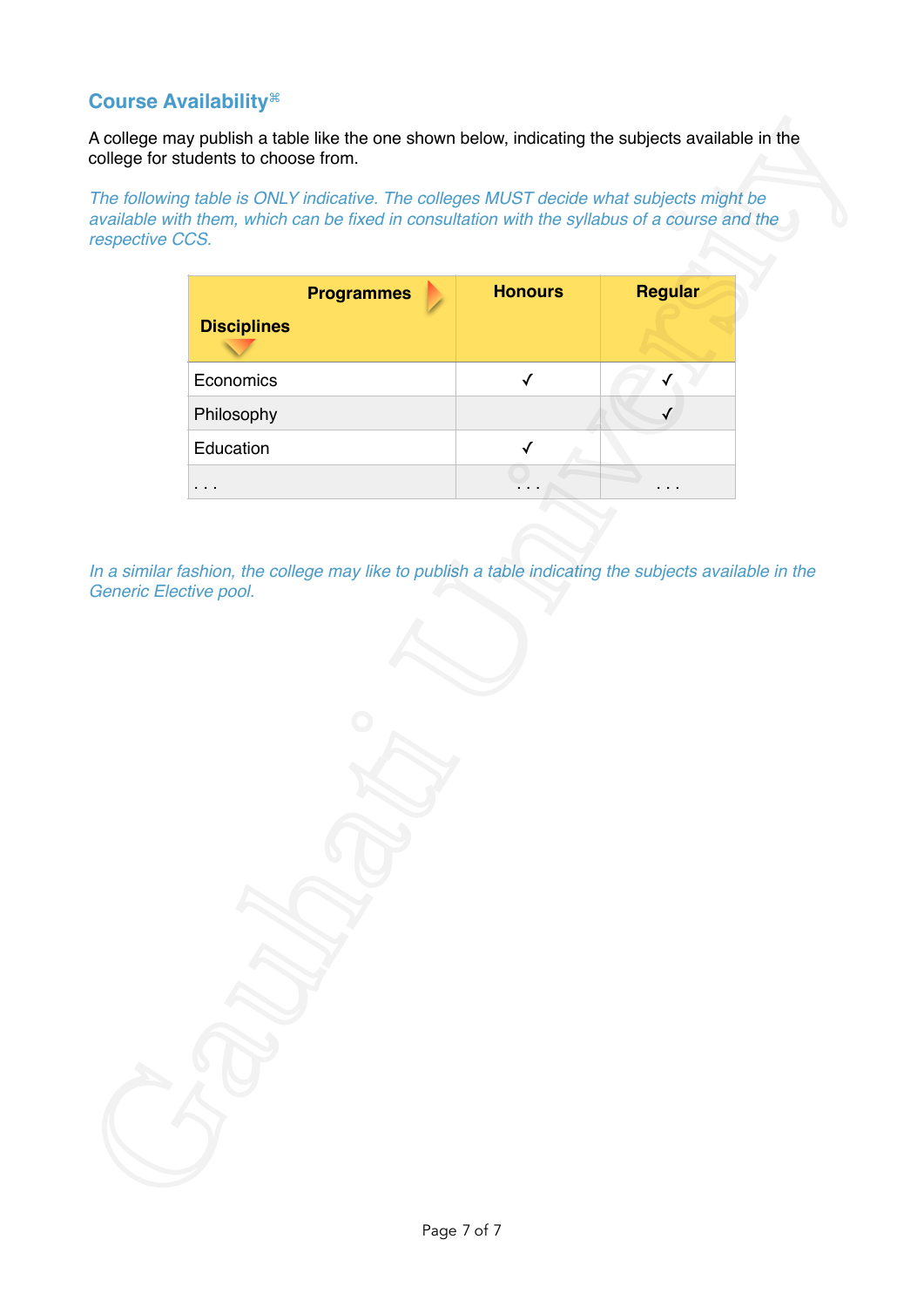## Course Availability⌘

A college may publish a table like the one shown below, indicating the subjects available in the college for students to choose from.

*The following table is ONLY indicative. The colleges MUST decide what subjects might be available with them, which can be fixed in consultation with the syllabus of a course and the respective CCS.*

| Programmes → / Disciplines ↓ | Honours | Regular |
|---|---|---|
| Economics | ✓ | ✓ |
| Philosophy | | ✓ |
| Education | ✓ | |
| . . . | . . . | . . . |

*In a similar fashion, the college may like to publish a table indicating the subjects available in the Generic Elective pool.*